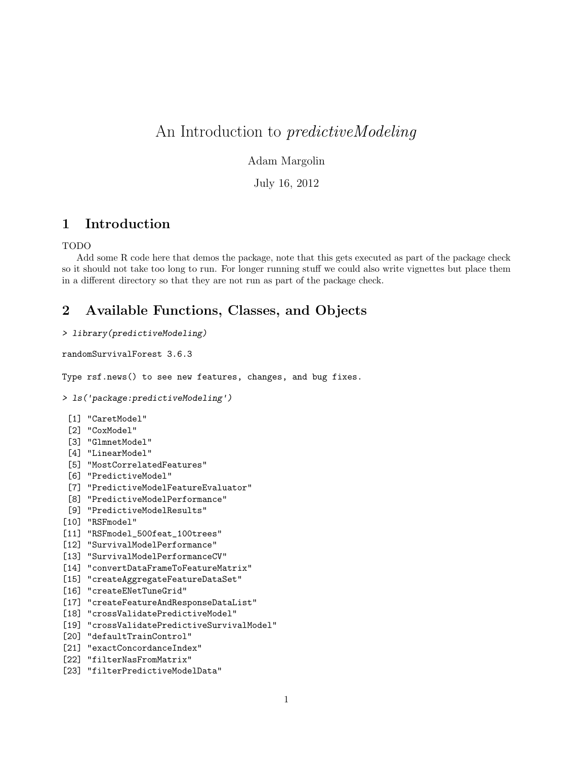# An Introduction to *predictiveModeling*

Adam Margolin

July 16, 2012

## 1 Introduction

TODO

Add some R code here that demos the package, note that this gets executed as part of the package check so it should not take too long to run. For longer running stuff we could also write vignettes but place them in a different directory so that they are not run as part of the package check.

## 2 Available Functions, Classes, and Objects

```
> library(predictiveModeling)

randomSurvivalForest 3.6.3

Type rsf.news() to see new features, changes, and bug fixes.

> ls('package:predictiveModeling')

 [1] "CaretModel"
 [2] "CoxModel"
 [3] "GlmnetModel"
 [4] "LinearModel"
 [5] "MostCorrelatedFeatures"
 [6] "PredictiveModel"
 [7] "PredictiveModelFeatureEvaluator"
 [8] "PredictiveModelPerformance"
 [9] "PredictiveModelResults"
[10] "RSFmodel"
[11] "RSFmodel_500feat_100trees"
[12] "SurvivalModelPerformance"
[13] "SurvivalModelPerformanceCV"
[14] "convertDataFrameToFeatureMatrix"
[15] "createAggregateFeatureDataSet"
[16] "createENetTuneGrid"
[17] "createFeatureAndResponseDataList"
[18] "crossValidatePredictiveModel"
[19] "crossValidatePredictiveSurvivalModel"
[20] "defaultTrainControl"
[21] "exactConcordanceIndex"
[22] "filterNasFromMatrix"
[23] "filterPredictiveModelData"
```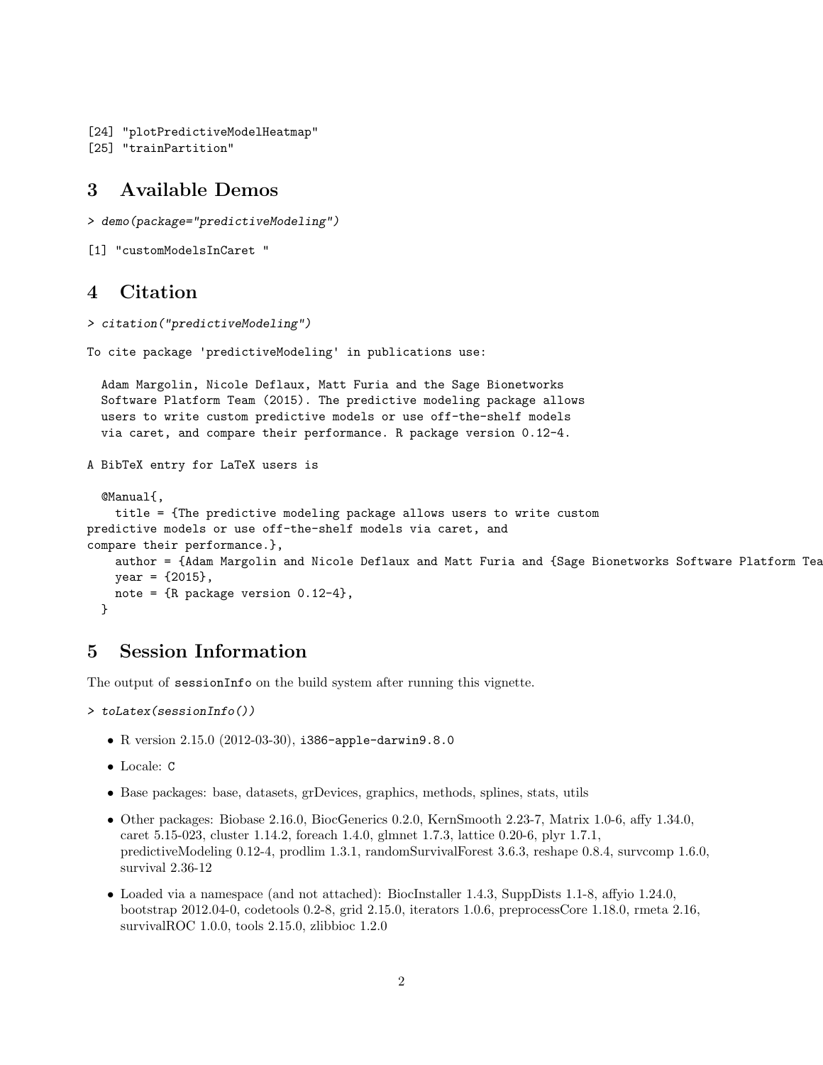```
[24] "plotPredictiveModelHeatmap"
[25] "trainPartition"
```

# 3 Available Demos

```
> demo(package="predictiveModeling")

[1] "customModelsInCaret "
```

# 4 Citation

```
> citation("predictiveModeling")

To cite package 'predictiveModeling' in publications use:

  Adam Margolin, Nicole Deflaux, Matt Furia and the Sage Bionetworks
  Software Platform Team (2015). The predictive modeling package allows
  users to write custom predictive models or use off-the-shelf models
  via caret, and compare their performance. R package version 0.12-4.

A BibTeX entry for LaTeX users is

  @Manual{,
    title = {The predictive modeling package allows users to write custom
predictive models or use off-the-shelf models via caret, and
compare their performance.},
    author = {Adam Margolin and Nicole Deflaux and Matt Furia and {Sage Bionetworks Software Platform Tea
    year = {2015},
    note = {R package version 0.12-4},
  }
```

# 5 Session Information

The output of `sessionInfo` on the build system after running this vignette.

```
> toLatex(sessionInfo())
```

- R version 2.15.0 (2012-03-30), `i386-apple-darwin9.8.0`
- Locale: `C`
- Base packages: base, datasets, grDevices, graphics, methods, splines, stats, utils
- Other packages: Biobase 2.16.0, BiocGenerics 0.2.0, KernSmooth 2.23-7, Matrix 1.0-6, affy 1.34.0, caret 5.15-023, cluster 1.14.2, foreach 1.4.0, glmnet 1.7.3, lattice 0.20-6, plyr 1.7.1, predictiveModeling 0.12-4, prodlim 1.3.1, randomSurvivalForest 3.6.3, reshape 0.8.4, survcomp 1.6.0, survival 2.36-12
- Loaded via a namespace (and not attached): BiocInstaller 1.4.3, SuppDists 1.1-8, affyio 1.24.0, bootstrap 2012.04-0, codetools 0.2-8, grid 2.15.0, iterators 1.0.6, preprocessCore 1.18.0, rmeta 2.16, survivalROC 1.0.0, tools 2.15.0, zlibbioc 1.2.0